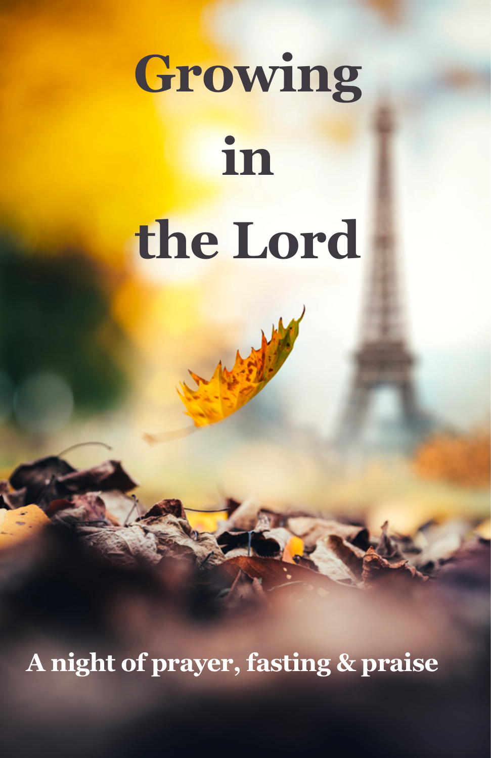# Growing in the Lord

**A night of prayer, fasting & praise**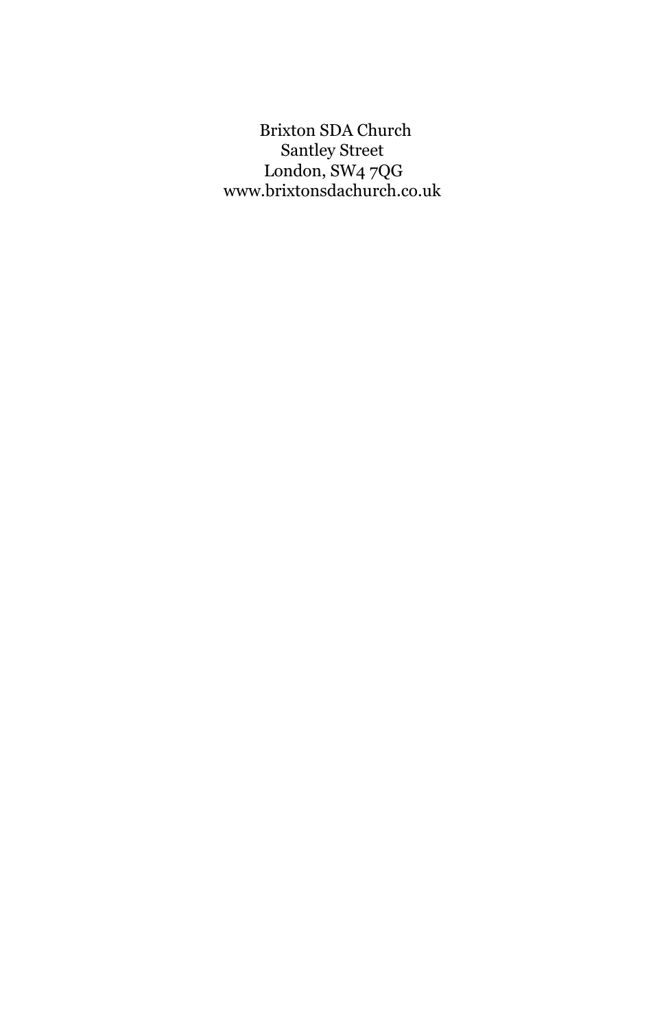Brixton SDA Church
Santley Street
London, SW4 7QG
www.brixtonsdachurch.co.uk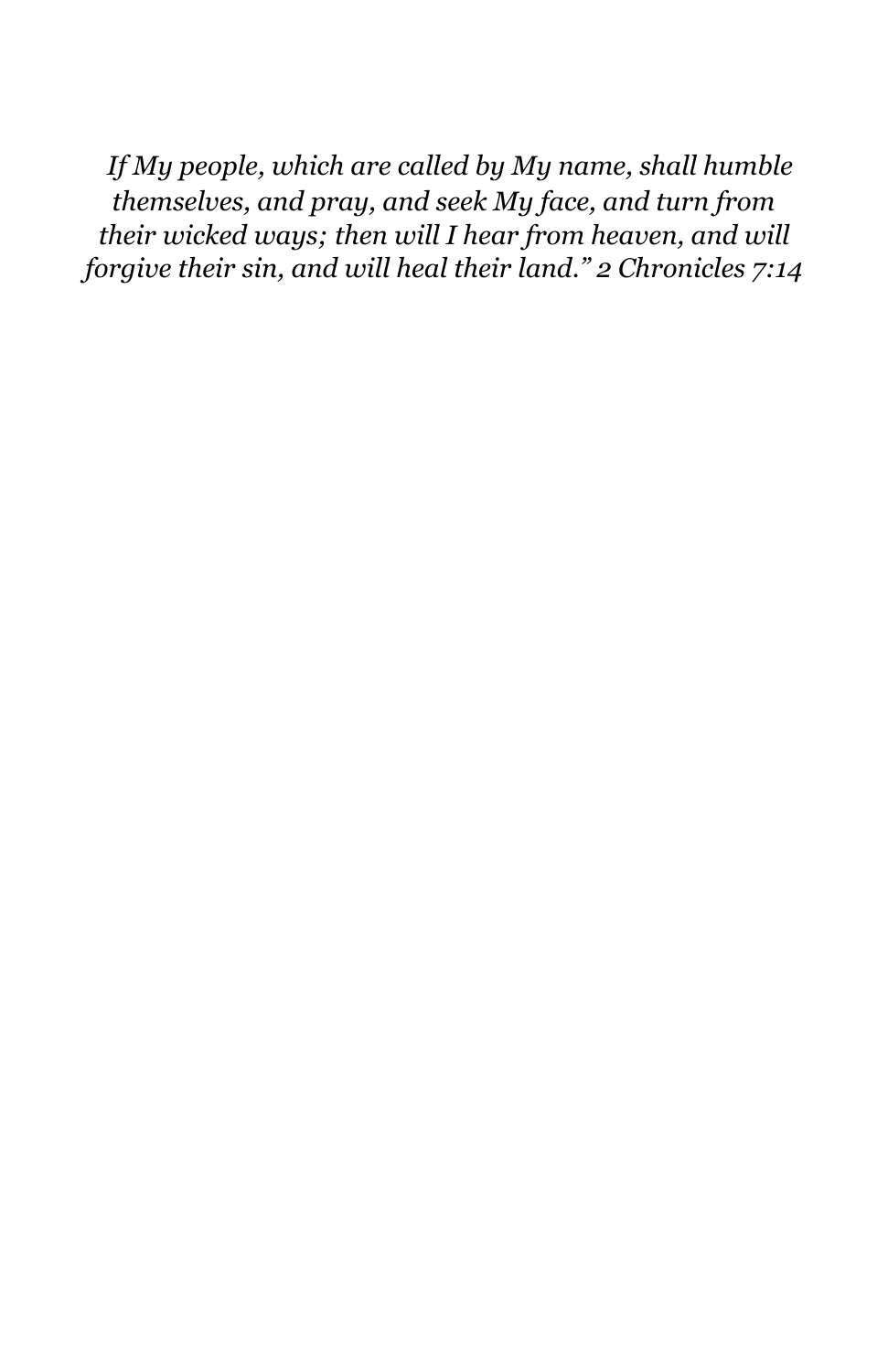*If My people, which are called by My name, shall humble themselves, and pray, and seek My face, and turn from their wicked ways; then will I hear from heaven, and will forgive their sin, and will heal their land." 2 Chronicles 7:14*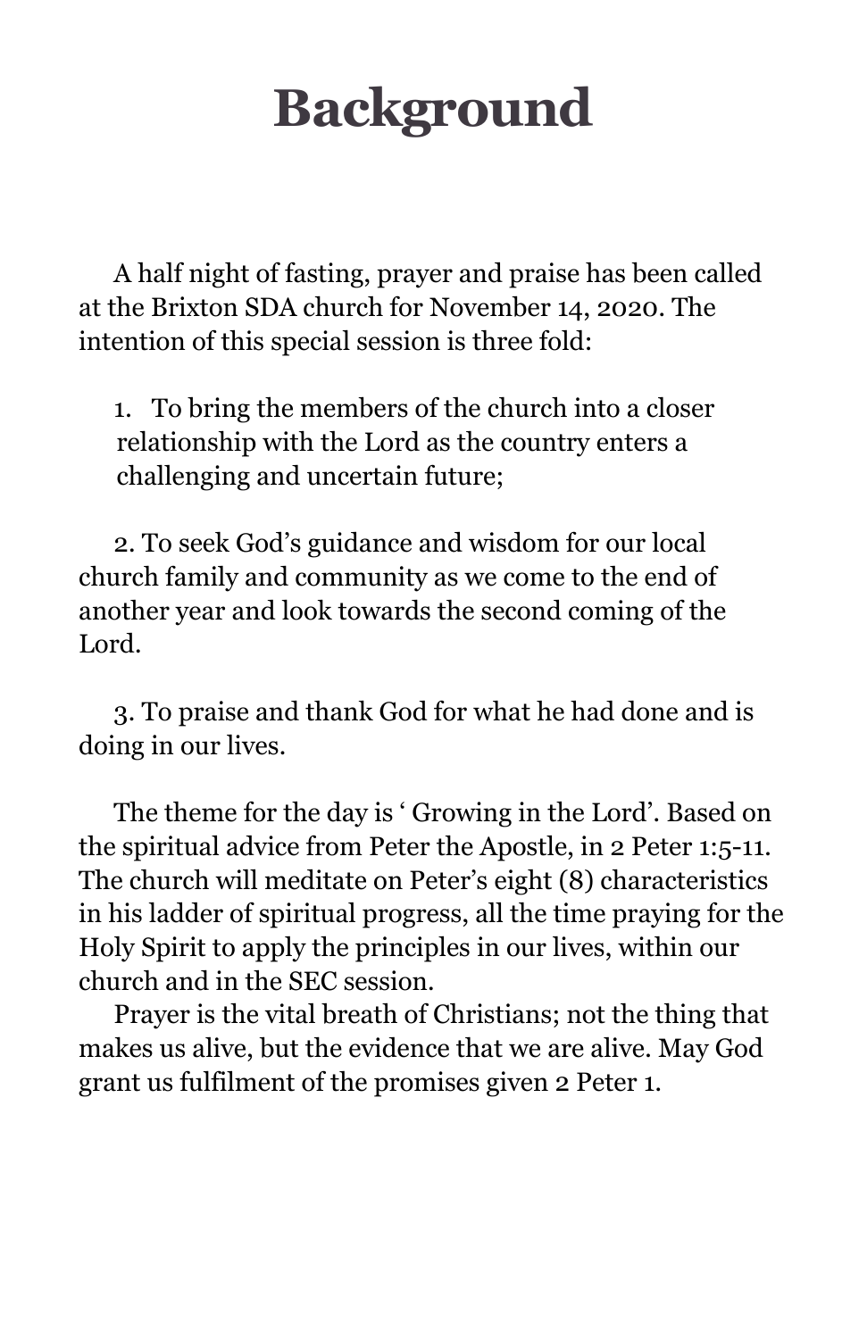# Background

A half night of fasting, prayer and praise has been called at the Brixton SDA church for November 14, 2020. The intention of this special session is three fold:

1. To bring the members of the church into a closer relationship with the Lord as the country enters a challenging and uncertain future;

2. To seek God's guidance and wisdom for our local church family and community as we come to the end of another year and look towards the second coming of the Lord.

3. To praise and thank God for what he had done and is doing in our lives.

The theme for the day is ' Growing in the Lord'. Based on the spiritual advice from Peter the Apostle, in 2 Peter 1:5-11. The church will meditate on Peter's eight (8) characteristics in his ladder of spiritual progress, all the time praying for the Holy Spirit to apply the principles in our lives, within our church and in the SEC session.

Prayer is the vital breath of Christians; not the thing that makes us alive, but the evidence that we are alive. May God grant us fulfilment of the promises given 2 Peter 1.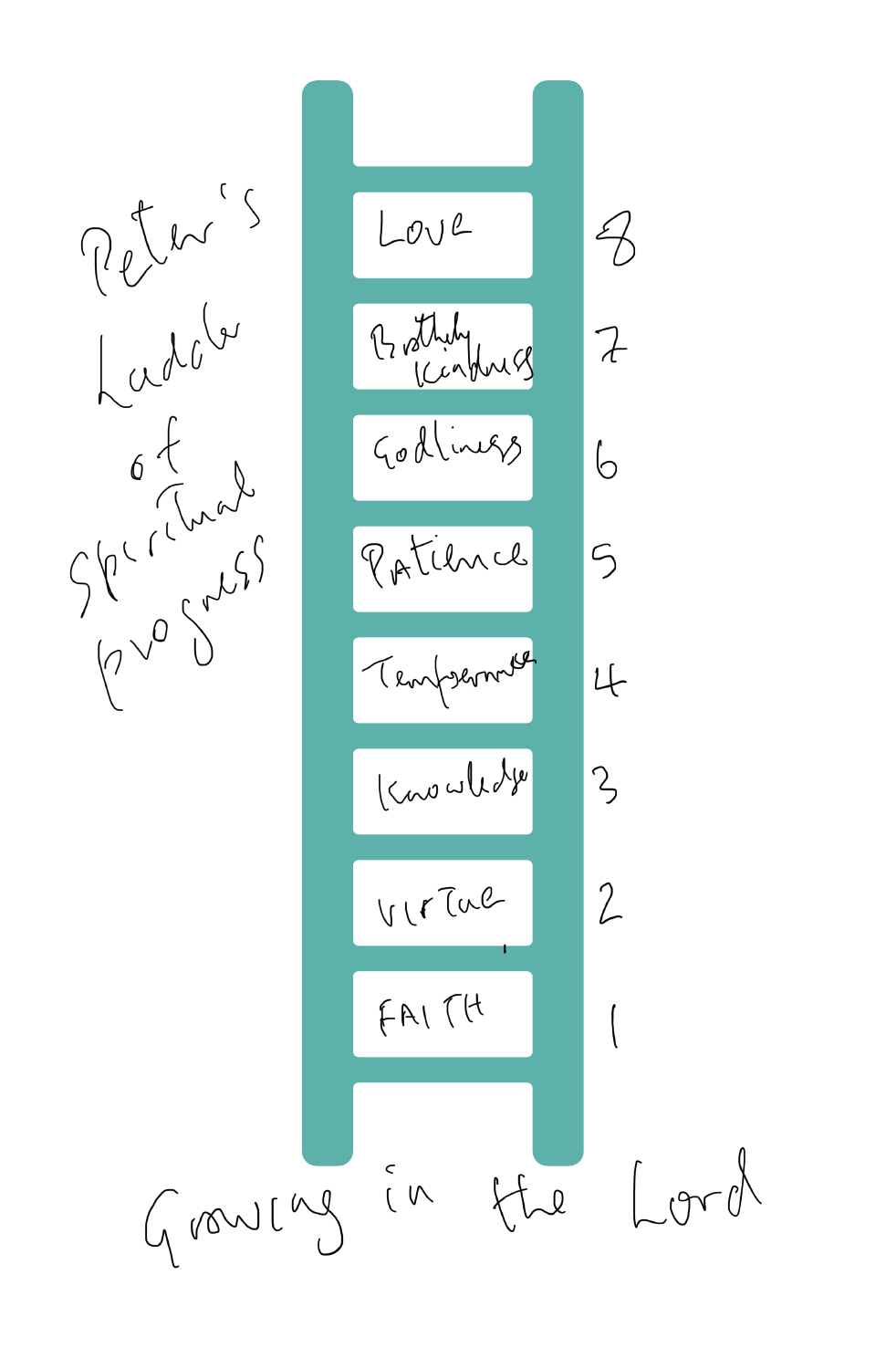# Peter's Ladder of Spiritual Progress

| Step | Rung |
| --- | --- |
| 8 | Love |
| 7 | Brotherly Kindness |
| 6 | Godliness |
| 5 | Patience |
| 4 | Temperance |
| 3 | Knowledge |
| 2 | Virtue |
| 1 | FAITH |

Growing in the Lord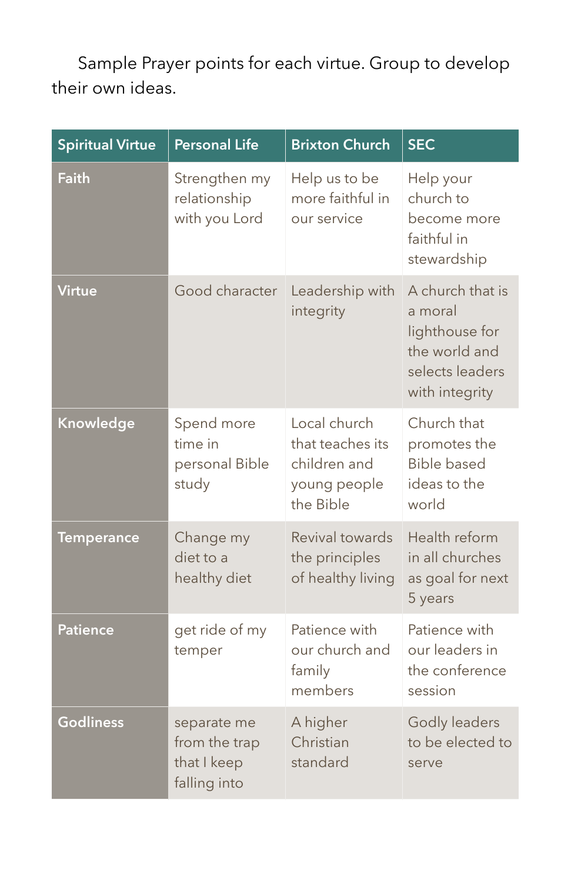Sample Prayer points for each virtue. Group to develop their own ideas.

| Spiritual Virtue | Personal Life | Brixton Church | SEC |
| --- | --- | --- | --- |
| **Faith** | Strengthen my relationship with you Lord | Help us to be more faithful in our service | Help your church to become more faithful in stewardship |
| **Virtue** | Good character | Leadership with integrity | A church that is a moral lighthouse for the world and selects leaders with integrity |
| **Knowledge** | Spend more time in personal Bible study | Local church that teaches its children and young people the Bible | Church that promotes the Bible based ideas to the world |
| **Temperance** | Change my diet to a healthy diet | Revival towards the principles of healthy living | Health reform in all churches as goal for next 5 years |
| **Patience** | get ride of my temper | Patience with our church and family members | Patience with our leaders in the conference session |
| **Godliness** | separate me from the trap that I keep falling into | A higher Christian standard | Godly leaders to be elected to serve |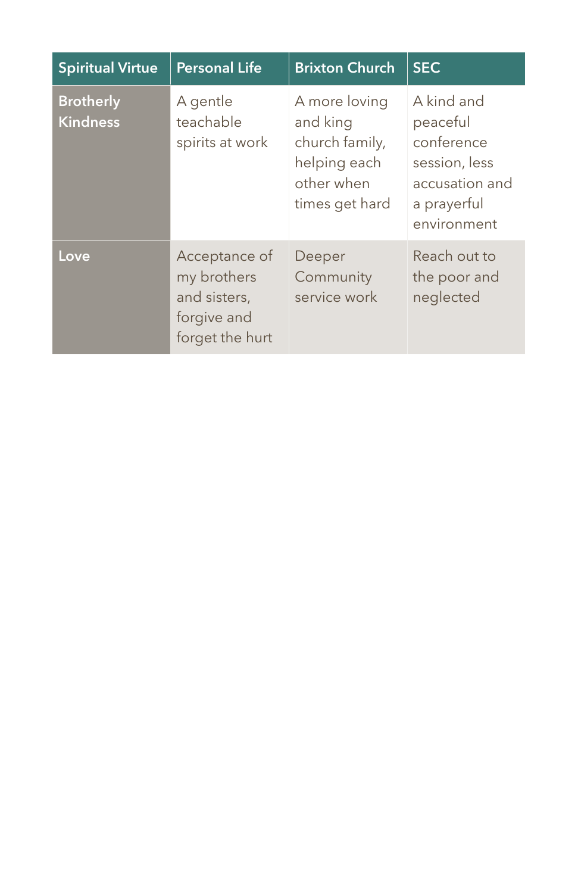| Spiritual Virtue | Personal Life | Brixton Church | SEC |
|---|---|---|---|
| **Brotherly Kindness** | A gentle teachable spirits at work | A more loving and king church family, helping each other when times get hard | A kind and peaceful conference session, less accusation and a prayerful environment |
| **Love** | Acceptance of my brothers and sisters, forgive and forget the hurt | Deeper Community service work | Reach out to the poor and neglected |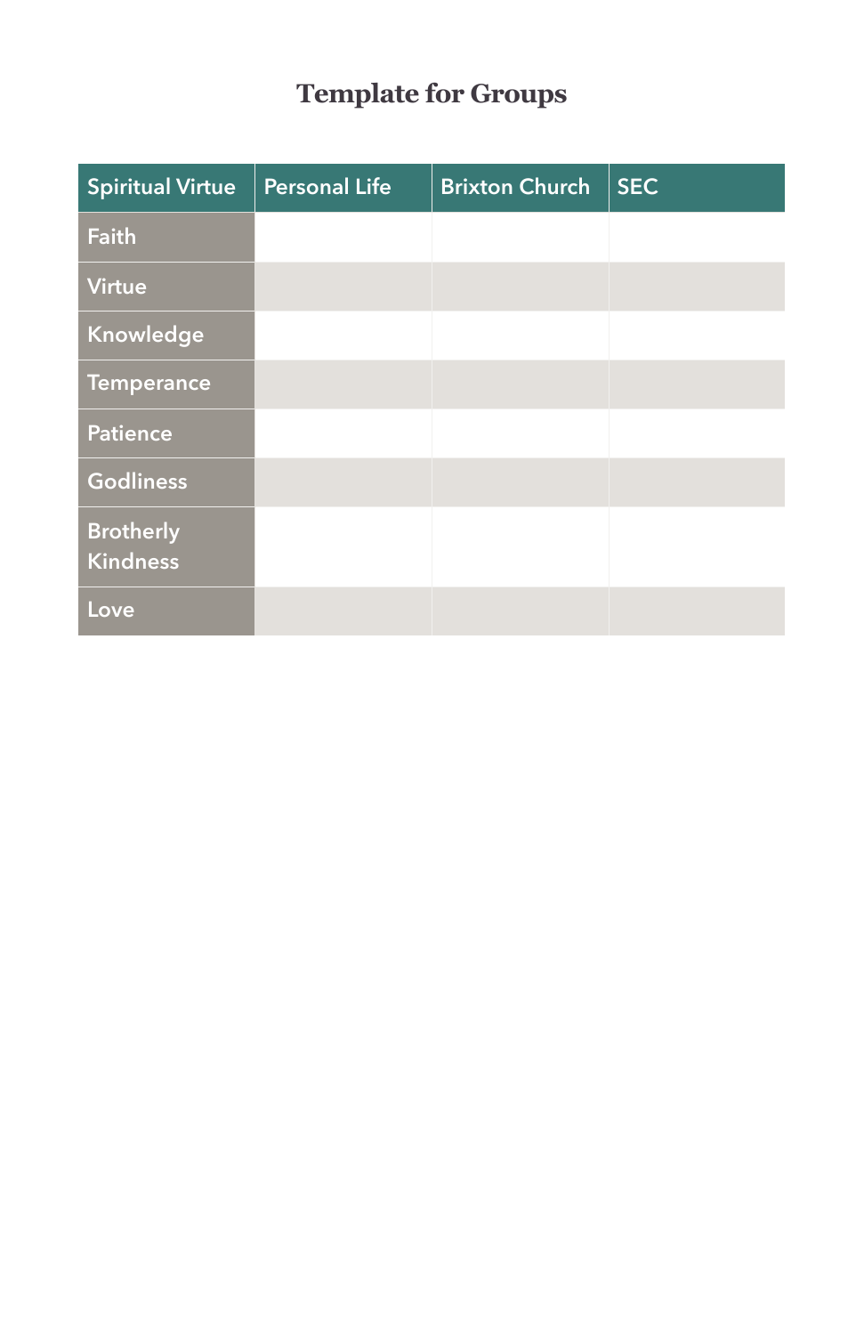# Template for Groups

| Spiritual Virtue | Personal Life | Brixton Church | SEC |
|---|---|---|---|
| Faith | | | |
| Virtue | | | |
| Knowledge | | | |
| Temperance | | | |
| Patience | | | |
| Godliness | | | |
| Brotherly Kindness | | | |
| Love | | | |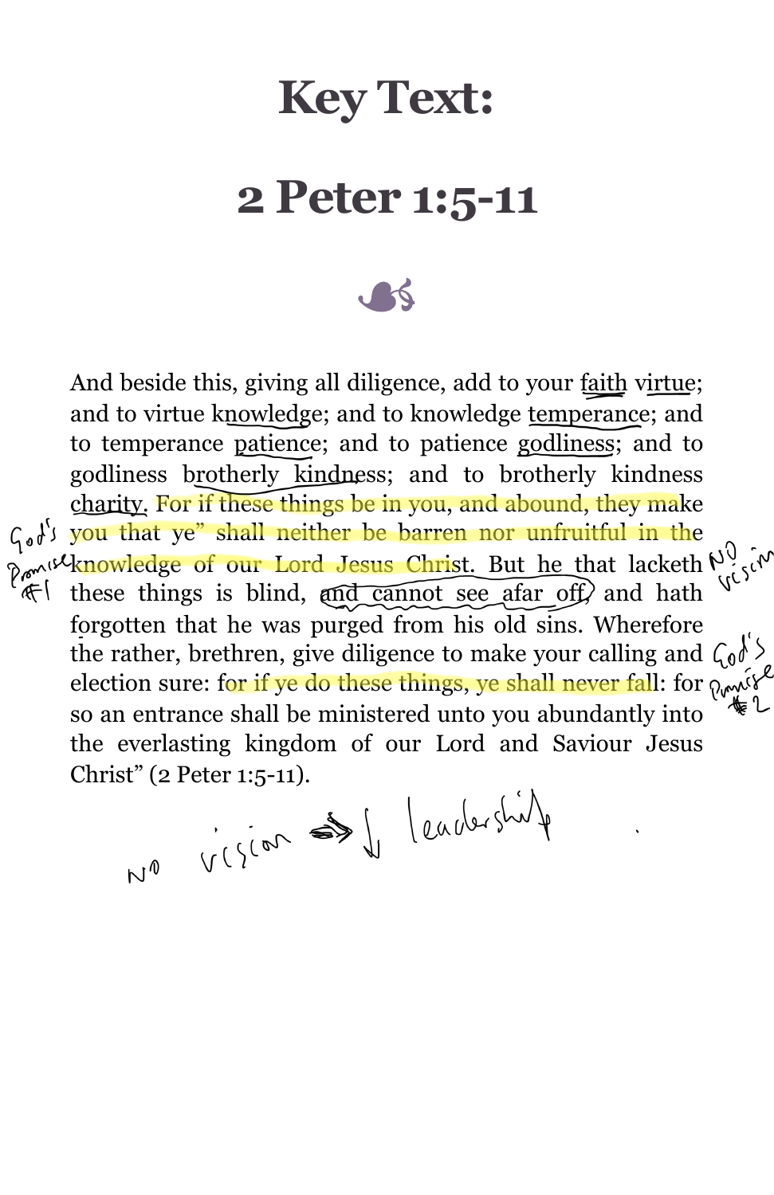# Key Text:

# 2 Peter 1:5-11

And beside this, giving all diligence, add to your faith virtue; and to virtue knowledge; and to knowledge temperance; and to temperance patience; and to patience godliness; and to godliness brotherly kindness; and to brotherly kindness charity. For if these things be in you, and abound, they make you that ye" shall neither be barren nor unfruitful in the knowledge of our Lord Jesus Christ. But he that lacketh these things is blind, and cannot see afar off, and hath forgotten that he was purged from his old sins. Wherefore the rather, brethren, give diligence to make your calling and election sure: for if ye do these things, ye shall never fall: for so an entrance shall be ministered unto you abundantly into the everlasting kingdom of our Lord and Saviour Jesus Christ" (2 Peter 1:5-11).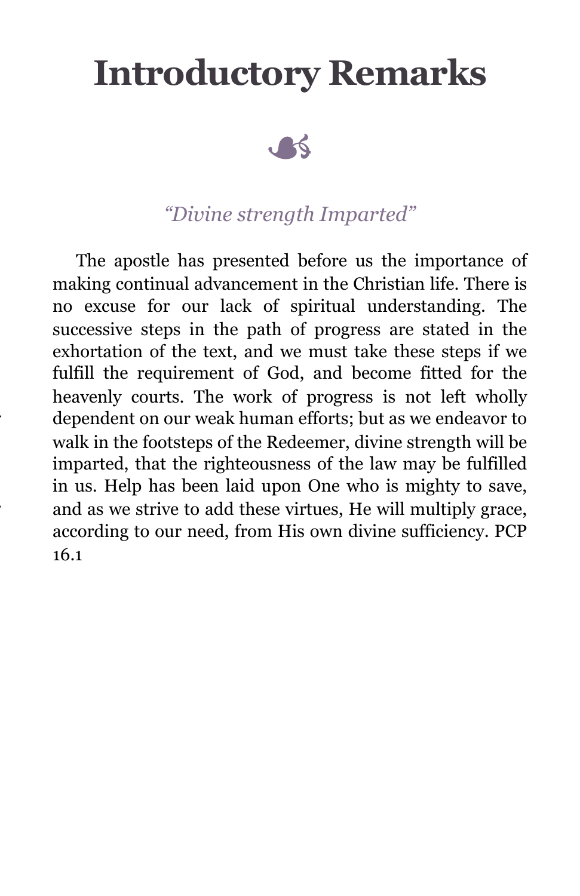# Introductory Remarks

*"Divine strength Imparted"*

The apostle has presented before us the importance of making continual advancement in the Christian life. There is no excuse for our lack of spiritual understanding. The successive steps in the path of progress are stated in the exhortation of the text, and we must take these steps if we fulfill the requirement of God, and become fitted for the heavenly courts. The work of progress is not left wholly dependent on our weak human efforts; but as we endeavor to walk in the footsteps of the Redeemer, divine strength will be imparted, that the righteousness of the law may be fulfilled in us. Help has been laid upon One who is mighty to save, and as we strive to add these virtues, He will multiply grace, according to our need, from His own divine sufficiency. PCP 16.1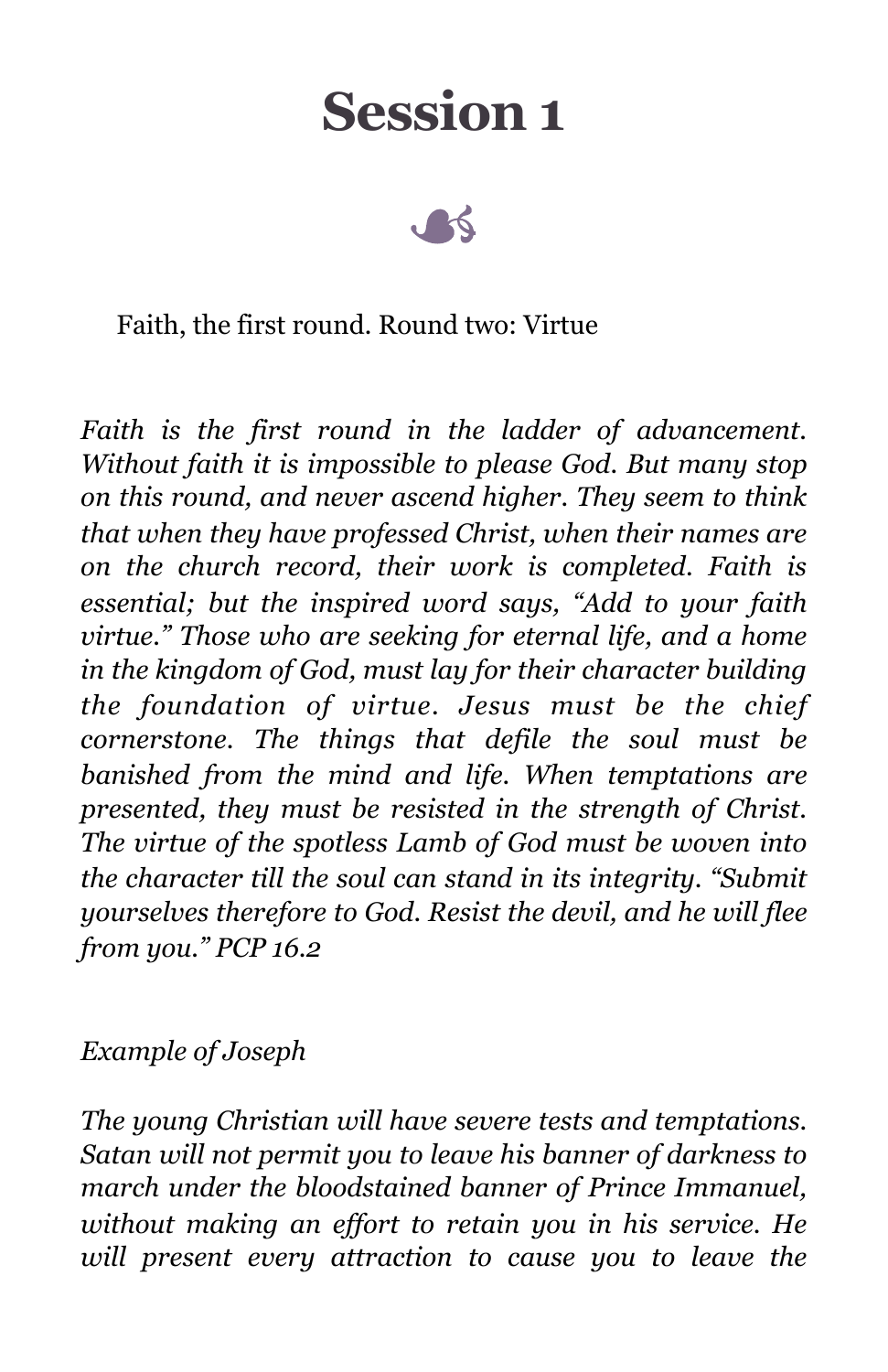# Session 1

Faith, the first round. Round two: Virtue

*Faith is the first round in the ladder of advancement. Without faith it is impossible to please God. But many stop on this round, and never ascend higher. They seem to think that when they have professed Christ, when their names are on the church record, their work is completed. Faith is essential; but the inspired word says, "Add to your faith virtue." Those who are seeking for eternal life, and a home in the kingdom of God, must lay for their character building the foundation of virtue. Jesus must be the chief cornerstone. The things that defile the soul must be banished from the mind and life. When temptations are presented, they must be resisted in the strength of Christ. The virtue of the spotless Lamb of God must be woven into the character till the soul can stand in its integrity. "Submit yourselves therefore to God. Resist the devil, and he will flee from you." PCP 16.2*

*Example of Joseph*

*The young Christian will have severe tests and temptations. Satan will not permit you to leave his banner of darkness to march under the bloodstained banner of Prince Immanuel, without making an effort to retain you in his service. He will present every attraction to cause you to leave the*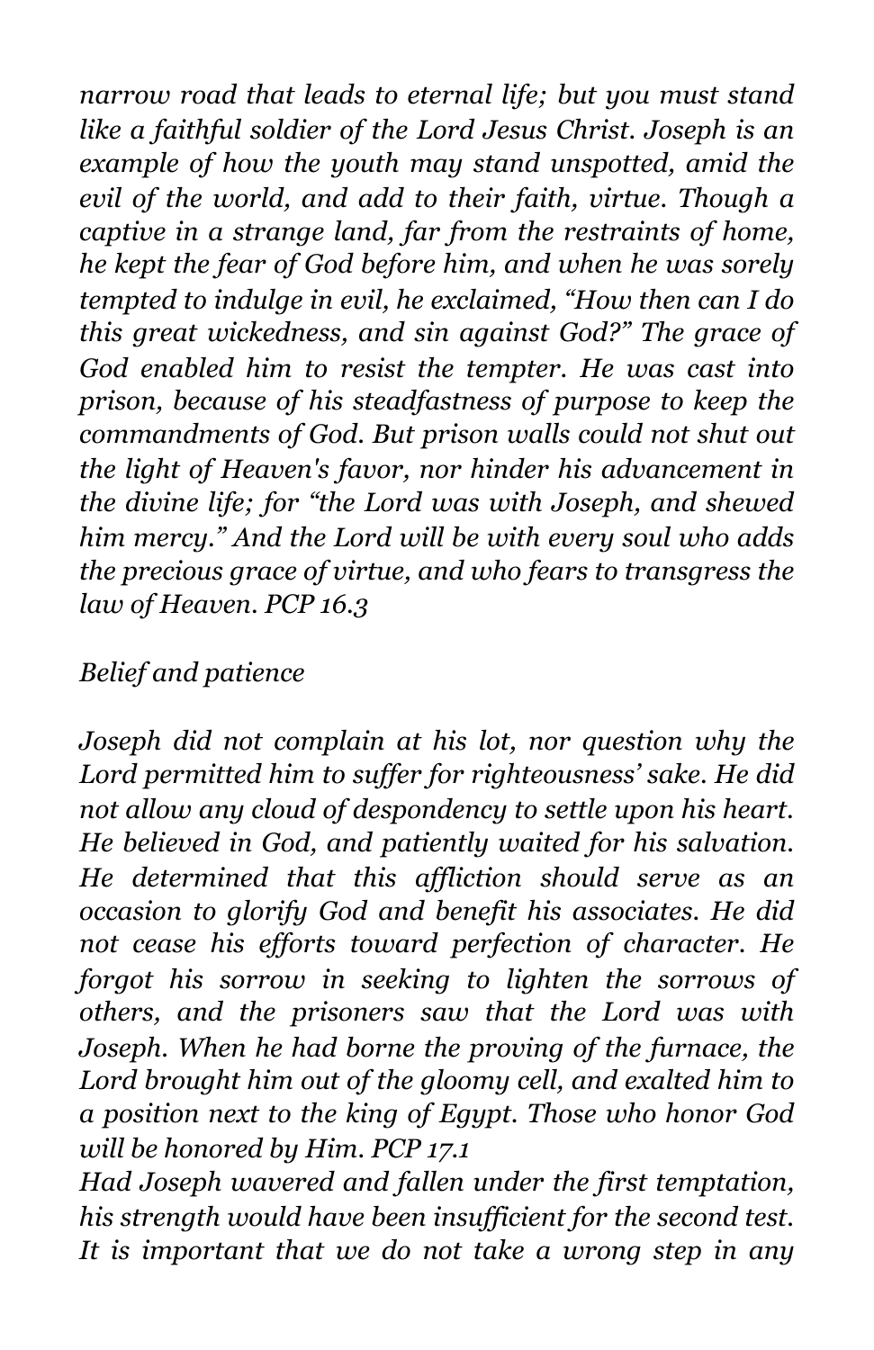*narrow road that leads to eternal life; but you must stand like a faithful soldier of the Lord Jesus Christ. Joseph is an example of how the youth may stand unspotted, amid the evil of the world, and add to their faith, virtue. Though a captive in a strange land, far from the restraints of home, he kept the fear of God before him, and when he was sorely tempted to indulge in evil, he exclaimed, "How then can I do this great wickedness, and sin against God?" The grace of God enabled him to resist the tempter. He was cast into prison, because of his steadfastness of purpose to keep the commandments of God. But prison walls could not shut out the light of Heaven's favor, nor hinder his advancement in the divine life; for "the Lord was with Joseph, and shewed him mercy." And the Lord will be with every soul who adds the precious grace of virtue, and who fears to transgress the law of Heaven. PCP 16.3*

*Belief and patience*

*Joseph did not complain at his lot, nor question why the Lord permitted him to suffer for righteousness' sake. He did not allow any cloud of despondency to settle upon his heart. He believed in God, and patiently waited for his salvation. He determined that this affliction should serve as an occasion to glorify God and benefit his associates. He did not cease his efforts toward perfection of character. He forgot his sorrow in seeking to lighten the sorrows of others, and the prisoners saw that the Lord was with Joseph. When he had borne the proving of the furnace, the Lord brought him out of the gloomy cell, and exalted him to a position next to the king of Egypt. Those who honor God will be honored by Him. PCP 17.1*

*Had Joseph wavered and fallen under the first temptation, his strength would have been insufficient for the second test. It is important that we do not take a wrong step in any*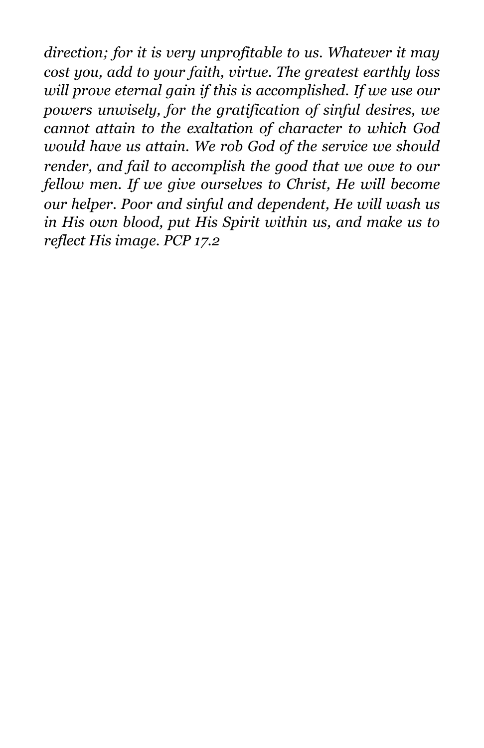*direction; for it is very unprofitable to us. Whatever it may cost you, add to your faith, virtue. The greatest earthly loss will prove eternal gain if this is accomplished. If we use our powers unwisely, for the gratification of sinful desires, we cannot attain to the exaltation of character to which God would have us attain. We rob God of the service we should render, and fail to accomplish the good that we owe to our fellow men. If we give ourselves to Christ, He will become our helper. Poor and sinful and dependent, He will wash us in His own blood, put His Spirit within us, and make us to reflect His image. PCP 17.2*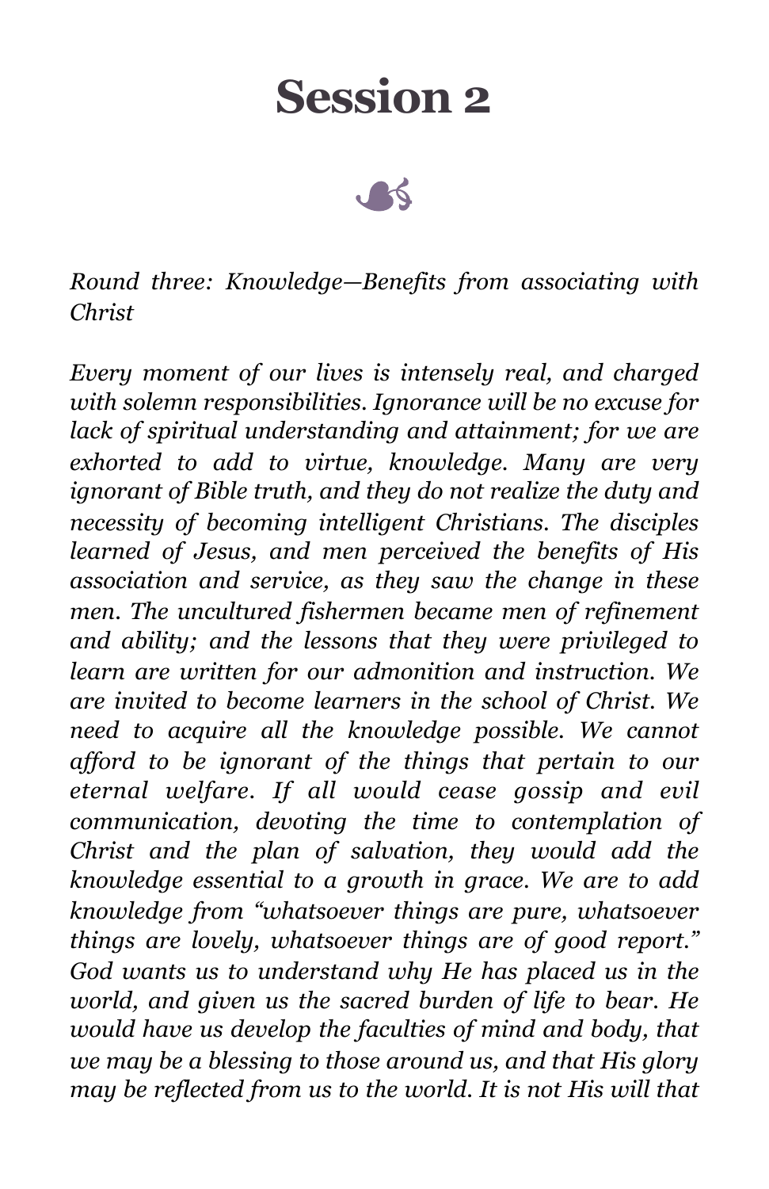# Session 2

*Round three: Knowledge—Benefits from associating with Christ*

*Every moment of our lives is intensely real, and charged with solemn responsibilities. Ignorance will be no excuse for lack of spiritual understanding and attainment; for we are exhorted to add to virtue, knowledge. Many are very ignorant of Bible truth, and they do not realize the duty and necessity of becoming intelligent Christians. The disciples learned of Jesus, and men perceived the benefits of His association and service, as they saw the change in these men. The uncultured fishermen became men of refinement and ability; and the lessons that they were privileged to learn are written for our admonition and instruction. We are invited to become learners in the school of Christ. We need to acquire all the knowledge possible. We cannot afford to be ignorant of the things that pertain to our eternal welfare. If all would cease gossip and evil communication, devoting the time to contemplation of Christ and the plan of salvation, they would add the knowledge essential to a growth in grace. We are to add knowledge from "whatsoever things are pure, whatsoever things are lovely, whatsoever things are of good report." God wants us to understand why He has placed us in the world, and given us the sacred burden of life to bear. He would have us develop the faculties of mind and body, that we may be a blessing to those around us, and that His glory may be reflected from us to the world. It is not His will that*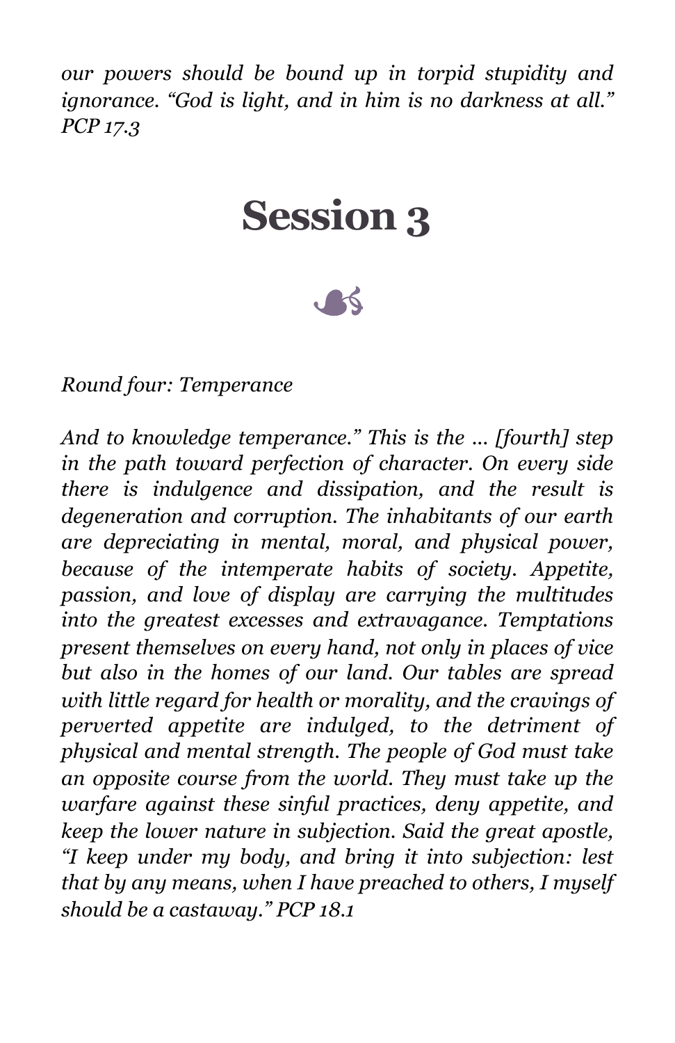*our powers should be bound up in torpid stupidity and ignorance. “God is light, and in him is no darkness at all.” PCP 17.3*

# Session 3

*Round four: Temperance*

*And to knowledge temperance.” This is the ... [fourth] step in the path toward perfection of character. On every side there is indulgence and dissipation, and the result is degeneration and corruption. The inhabitants of our earth are depreciating in mental, moral, and physical power, because of the intemperate habits of society. Appetite, passion, and love of display are carrying the multitudes into the greatest excesses and extravagance. Temptations present themselves on every hand, not only in places of vice but also in the homes of our land. Our tables are spread with little regard for health or morality, and the cravings of perverted appetite are indulged, to the detriment of physical and mental strength. The people of God must take an opposite course from the world. They must take up the warfare against these sinful practices, deny appetite, and keep the lower nature in subjection. Said the great apostle, “I keep under my body, and bring it into subjection: lest that by any means, when I have preached to others, I myself should be a castaway.” PCP 18.1*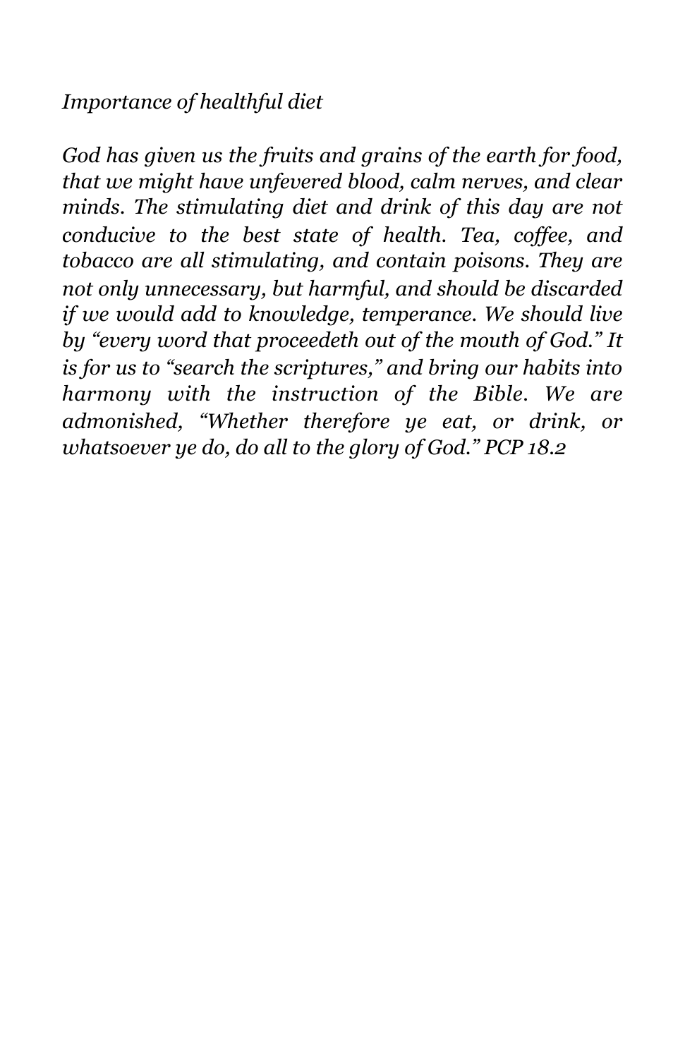*Importance of healthful diet*

*God has given us the fruits and grains of the earth for food, that we might have unfevered blood, calm nerves, and clear minds. The stimulating diet and drink of this day are not conducive to the best state of health. Tea, coffee, and tobacco are all stimulating, and contain poisons. They are not only unnecessary, but harmful, and should be discarded if we would add to knowledge, temperance. We should live by "every word that proceedeth out of the mouth of God." It is for us to "search the scriptures," and bring our habits into harmony with the instruction of the Bible. We are admonished, "Whether therefore ye eat, or drink, or whatsoever ye do, do all to the glory of God." PCP 18.2*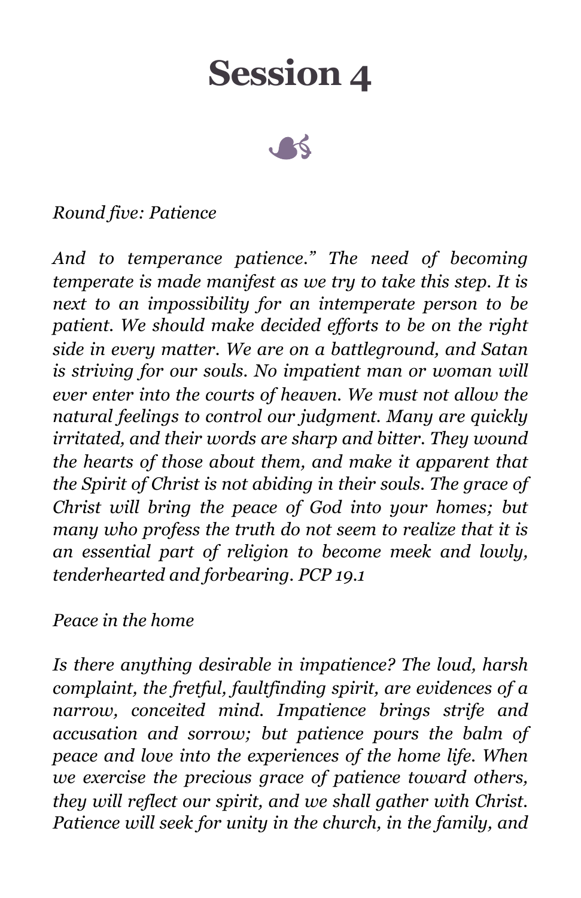# Session 4

*Round five: Patience*

*And to temperance patience." The need of becoming temperate is made manifest as we try to take this step. It is next to an impossibility for an intemperate person to be patient. We should make decided efforts to be on the right side in every matter. We are on a battleground, and Satan is striving for our souls. No impatient man or woman will ever enter into the courts of heaven. We must not allow the natural feelings to control our judgment. Many are quickly irritated, and their words are sharp and bitter. They wound the hearts of those about them, and make it apparent that the Spirit of Christ is not abiding in their souls. The grace of Christ will bring the peace of God into your homes; but many who profess the truth do not seem to realize that it is an essential part of religion to become meek and lowly, tenderhearted and forbearing. PCP 19.1*

*Peace in the home*

*Is there anything desirable in impatience? The loud, harsh complaint, the fretful, faultfinding spirit, are evidences of a narrow, conceited mind. Impatience brings strife and accusation and sorrow; but patience pours the balm of peace and love into the experiences of the home life. When we exercise the precious grace of patience toward others, they will reflect our spirit, and we shall gather with Christ. Patience will seek for unity in the church, in the family, and*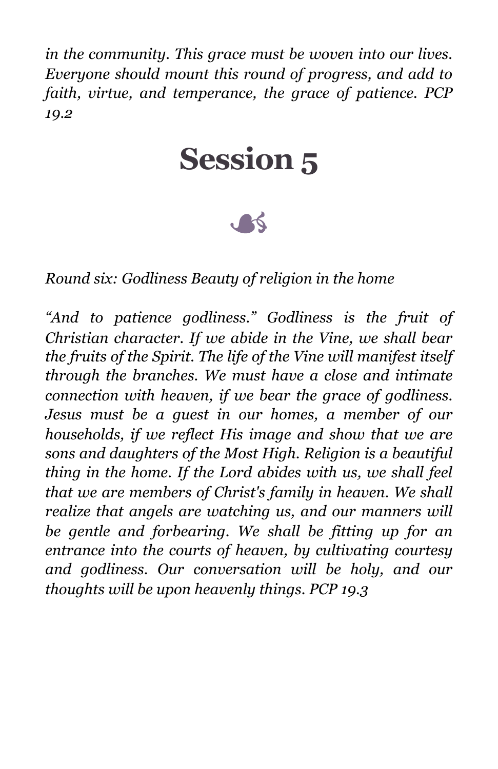*in the community. This grace must be woven into our lives. Everyone should mount this round of progress, and add to faith, virtue, and temperance, the grace of patience. PCP 19.2*

# Session 5

*Round six: Godliness Beauty of religion in the home*

*“And to patience godliness.” Godliness is the fruit of Christian character. If we abide in the Vine, we shall bear the fruits of the Spirit. The life of the Vine will manifest itself through the branches. We must have a close and intimate connection with heaven, if we bear the grace of godliness. Jesus must be a guest in our homes, a member of our households, if we reflect His image and show that we are sons and daughters of the Most High. Religion is a beautiful thing in the home. If the Lord abides with us, we shall feel that we are members of Christ's family in heaven. We shall realize that angels are watching us, and our manners will be gentle and forbearing. We shall be fitting up for an entrance into the courts of heaven, by cultivating courtesy and godliness. Our conversation will be holy, and our thoughts will be upon heavenly things. PCP 19.3*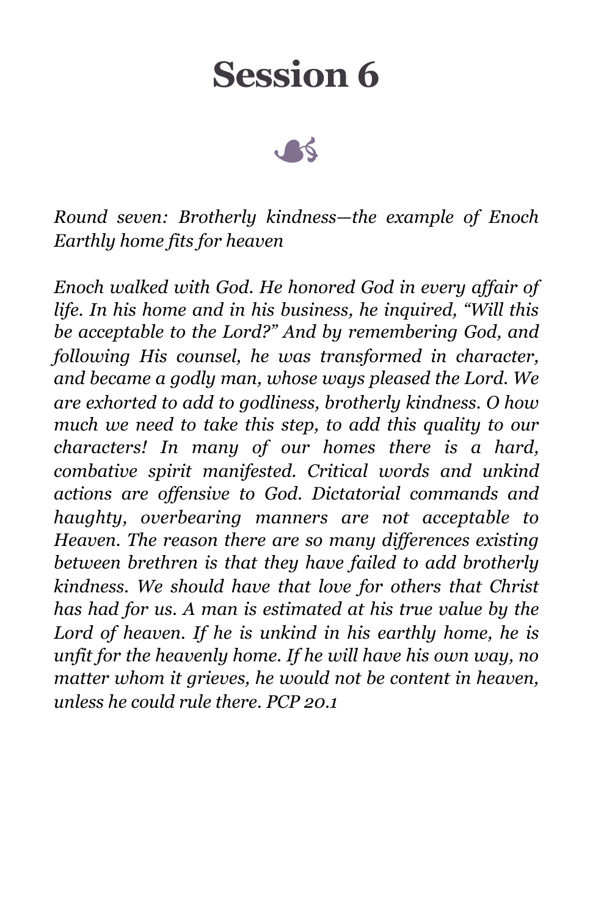# Session 6

*Round seven: Brotherly kindness—the example of Enoch Earthly home fits for heaven*

*Enoch walked with God. He honored God in every affair of life. In his home and in his business, he inquired, "Will this be acceptable to the Lord?" And by remembering God, and following His counsel, he was transformed in character, and became a godly man, whose ways pleased the Lord. We are exhorted to add to godliness, brotherly kindness. O how much we need to take this step, to add this quality to our characters! In many of our homes there is a hard, combative spirit manifested. Critical words and unkind actions are offensive to God. Dictatorial commands and haughty, overbearing manners are not acceptable to Heaven. The reason there are so many differences existing between brethren is that they have failed to add brotherly kindness. We should have that love for others that Christ has had for us. A man is estimated at his true value by the Lord of heaven. If he is unkind in his earthly home, he is unfit for the heavenly home. If he will have his own way, no matter whom it grieves, he would not be content in heaven, unless he could rule there. PCP 20.1*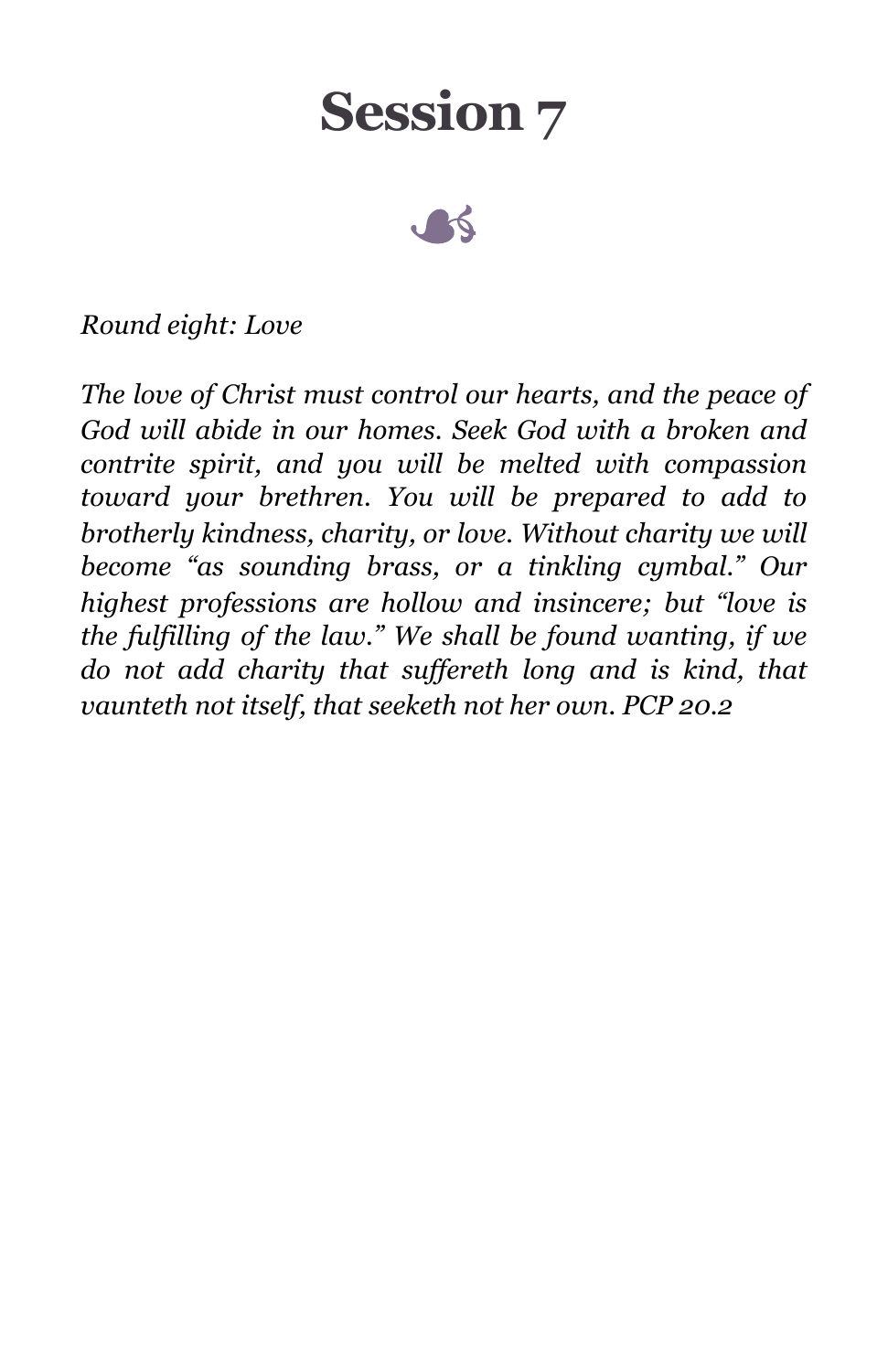# Session 7

*Round eight: Love*

*The love of Christ must control our hearts, and the peace of God will abide in our homes. Seek God with a broken and contrite spirit, and you will be melted with compassion toward your brethren. You will be prepared to add to brotherly kindness, charity, or love. Without charity we will become "as sounding brass, or a tinkling cymbal." Our highest professions are hollow and insincere; but "love is the fulfilling of the law." We shall be found wanting, if we do not add charity that suffereth long and is kind, that vaunteth not itself, that seeketh not her own. PCP 20.2*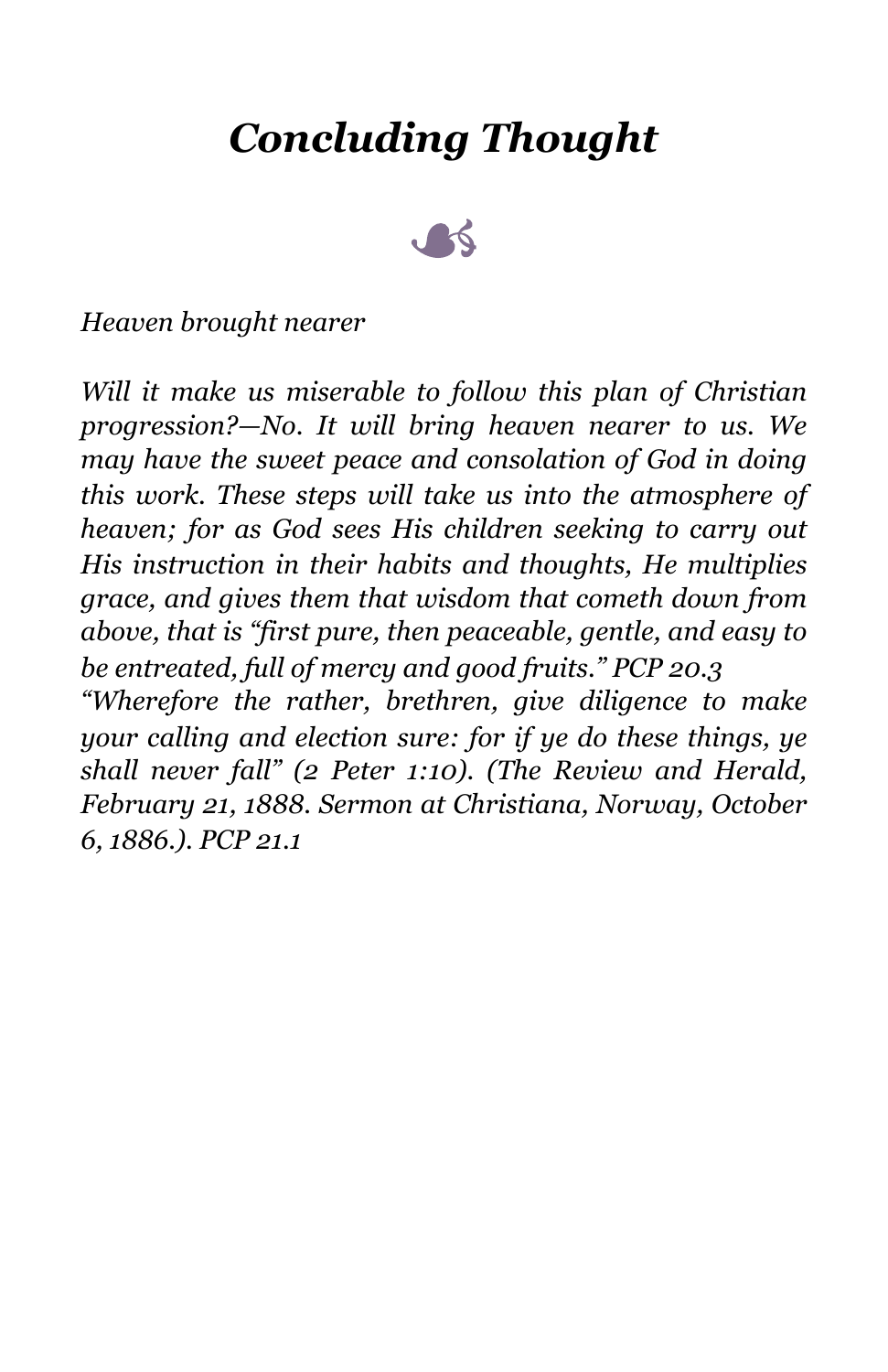# *Concluding Thought*

*Heaven brought nearer*

*Will it make us miserable to follow this plan of Christian progression?—No. It will bring heaven nearer to us. We may have the sweet peace and consolation of God in doing this work. These steps will take us into the atmosphere of heaven; for as God sees His children seeking to carry out His instruction in their habits and thoughts, He multiplies grace, and gives them that wisdom that cometh down from above, that is "first pure, then peaceable, gentle, and easy to be entreated, full of mercy and good fruits." PCP 20.3*

*"Wherefore the rather, brethren, give diligence to make your calling and election sure: for if ye do these things, ye shall never fall" (2 Peter 1:10). (The Review and Herald, February 21, 1888. Sermon at Christiana, Norway, October 6, 1886.). PCP 21.1*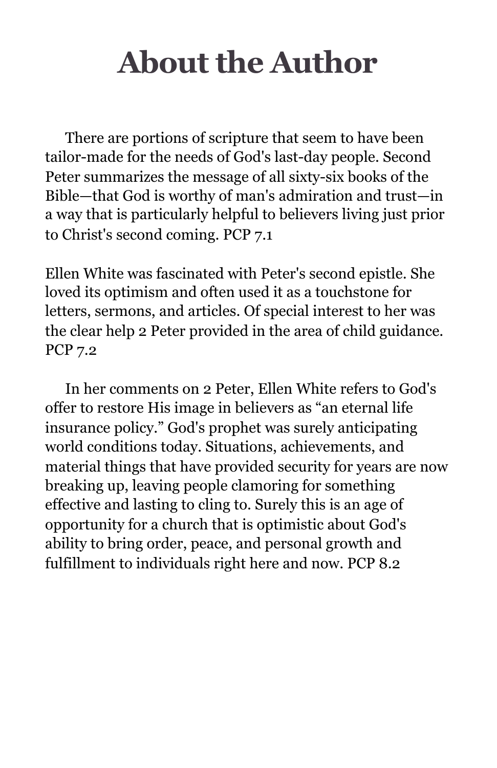# About the Author

There are portions of scripture that seem to have been tailor-made for the needs of God's last-day people. Second Peter summarizes the message of all sixty-six books of the Bible—that God is worthy of man's admiration and trust—in a way that is particularly helpful to believers living just prior to Christ's second coming. PCP 7.1

Ellen White was fascinated with Peter's second epistle. She loved its optimism and often used it as a touchstone for letters, sermons, and articles. Of special interest to her was the clear help 2 Peter provided in the area of child guidance. PCP 7.2

In her comments on 2 Peter, Ellen White refers to God's offer to restore His image in believers as “an eternal life insurance policy.” God's prophet was surely anticipating world conditions today. Situations, achievements, and material things that have provided security for years are now breaking up, leaving people clamoring for something effective and lasting to cling to. Surely this is an age of opportunity for a church that is optimistic about God's ability to bring order, peace, and personal growth and fulfillment to individuals right here and now. PCP 8.2